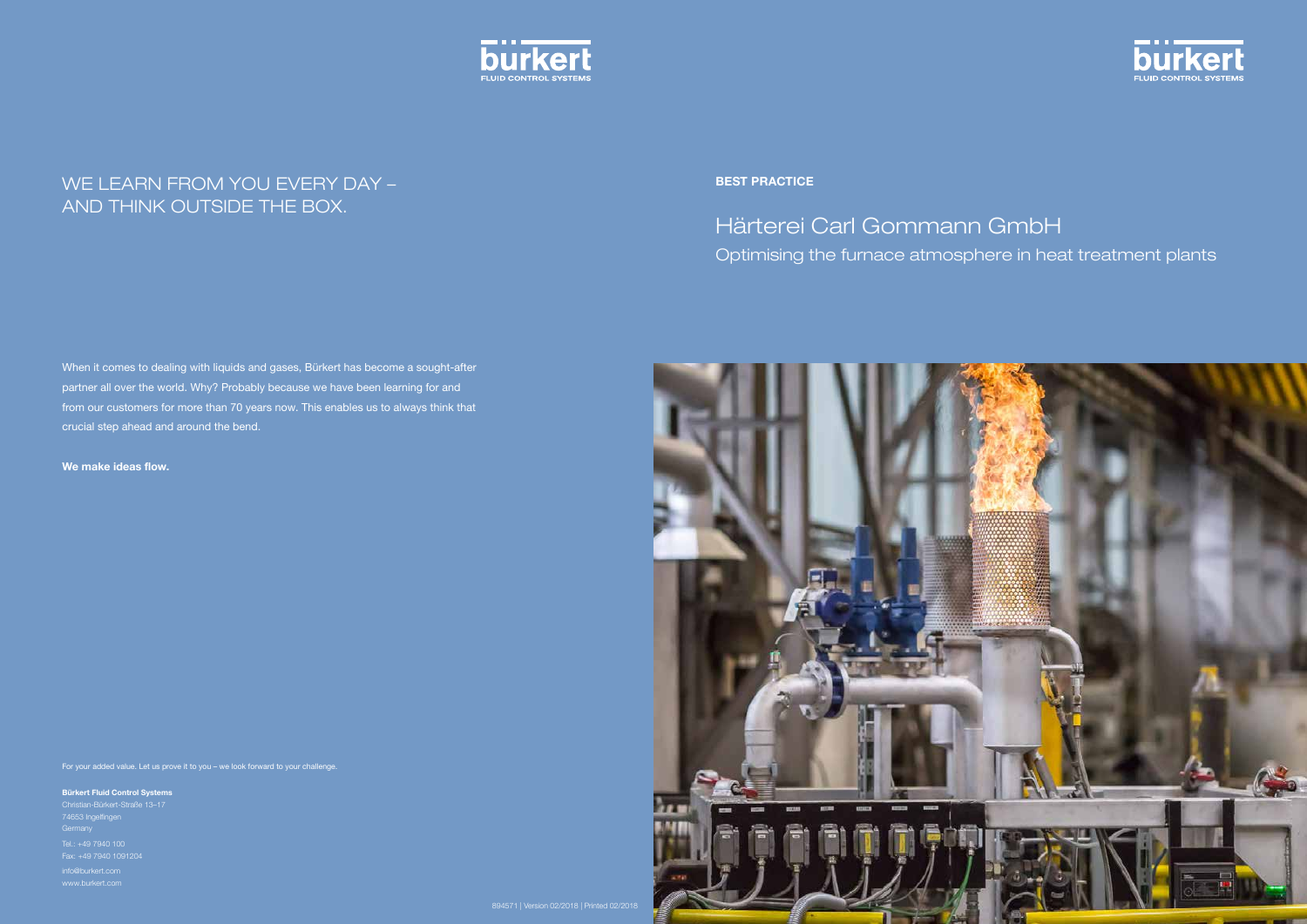# WE LEARN FROM YOU EVERY DAY – AND THINK OUTSIDE THE BOX.

When it comes to dealing with liquids and gases, Bürkert has become a sought-after partner all over the world. Why? Probably because we have been learning for and from our customers for more than 70 years now. This enables us to always think that crucial step ahead and around the bend.

**We make ideas flow.**

For your added value. Let us prove it to you – we look forward to your challenge.

**Bürkert Fluid Control Systems**
Christian-Bürkert-Straße 13–17
74653 Ingelfingen
Germany
Tel.: +49 7940 100
Fax: +49 7940 1091204
info@burkert.com
www.burkert.com

894571 | Version 02/2018 | Printed 02/2018

**BEST PRACTICE**

# Härterei Carl Gommann GmbH

## Optimising the furnace atmosphere in heat treatment plants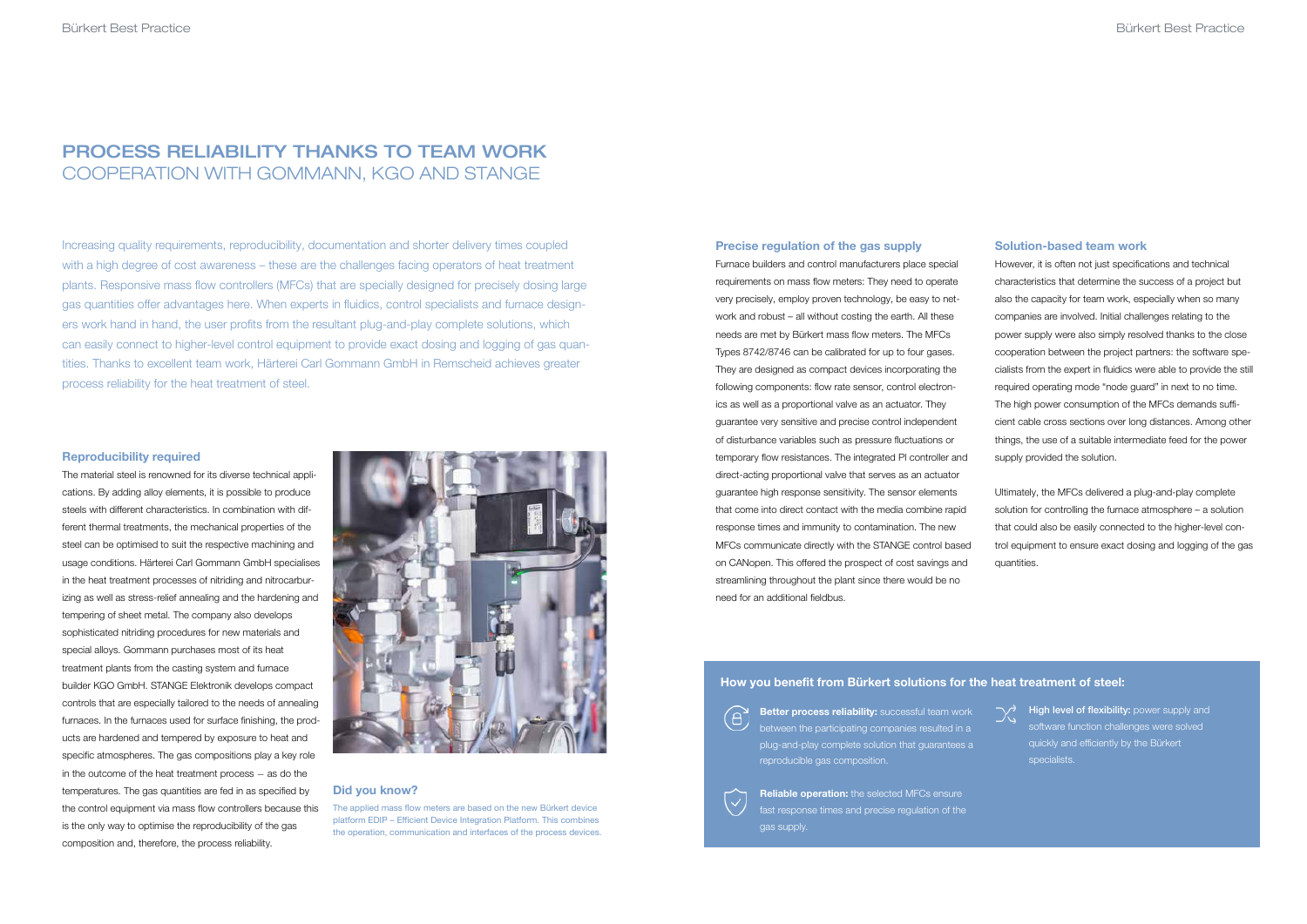# PROCESS RELIABILITY THANKS TO TEAM WORK
## COOPERATION WITH GOMMANN, KGO AND STANGE

Increasing quality requirements, reproducibility, documentation and shorter delivery times coupled with a high degree of cost awareness – these are the challenges facing operators of heat treatment plants. Responsive mass flow controllers (MFCs) that are specially designed for precisely dosing large gas quantities offer advantages here. When experts in fluidics, control specialists and furnace designers work hand in hand, the user profits from the resultant plug-and-play complete solutions, which can easily connect to higher-level control equipment to provide exact dosing and logging of gas quantities. Thanks to excellent team work, Härterei Carl Gommann GmbH in Remscheid achieves greater process reliability for the heat treatment of steel.

### Reproducibility required

The material steel is renowned for its diversees applications. By adding alloy elements, it is possible to produce steels with different characteristics. In combination with different thermal treatments, the mechanical properties of the steel can be optimised to suit the respective machining and usage conditions. Härterei Carl Gommann GmbH specialises in the heat treatment processes of nitriding and nitrocarburizing as well as stress-relief annealing and the hardening and tempering of sheet metal. The company also develops sophisticated nitriding procedures for new materials and special alloys. Gommann purchases most of its heat treatment plants from the casting system and furnace builder KGO GmbH. STANGE Elektronik develops compact controls that are especially tailored to the needs of annealing furnaces. In the furnaces used for surface finishing, the products are hardened and tempered by exposure to heat and specific atmospheres. The gas compositions play a key role in the outcome of the heat treatment process – as do the temperatures. The gas quantities are fed in as specified by the control equipment via mass flow controllers because this is the only way to optimise the reproducibility of the gas composition and, therefore, the process reliability.

### Did you know?

The applied mass flow meters are based on the new Bürkert device platform EDIP – Efficient Device Integration Platform. This combines the operation, communication and interfaces of the process devices.

### Precise regulation of the gas supply

Furnace builders and control manufacturers place special requirements on mass flow meters: They need to operate very precisely, employ proven technology, be easy to network and robust – all without costing the earth. All these needs are met by Bürkert mass flow meters. The MFCs Types 8742/8746 can be calibrated for up to four gases. They are designed as compact devices incorporating the following components: flow rate sensor, control electronics as well as a proportional valve as an actuator. They guarantee very sensitive and precise control independent of disturbance variables such as pressure fluctuations or temporary flow resistances. The integrated PI controller and direct-acting proportional valve that serves as an actuator guarantee high response sensitivity. The sensor elements that come into direct contact with the media combine rapid response times and immunity to contamination. The new MFCs communicate directly with the STANGE control based on CANopen. This offered the prospect of cost savings and streamlining throughout the plant since there would be no need for an additional fieldbus.

### Solution-based team work

However, it is often not just specifications and technical characteristics that determine the success of a project but also the capacity for team work, especially when so many companies are involved. Initial challenges relating to the power supply were also simply resolved thanks to the close cooperation between the project partners: the software specialists from the expert in fluidics were able to provide the still required operating mode "node guard" in next to no time. The high power consumption of the MFCs demands sufficient cable cross sections over long distances. Among other things, the use of a suitable intermediate feed for the power supply provided the solution.

Ultimately, the MFCs delivered a plug-and-play complete solution for controlling the furnace atmosphere – a solution that could also be easily connected to the higher-level control equipment to ensure exact dosing and logging of the gas quantities.

### How you benefit from Bürkert solutions for the heat treatment of steel:

- **Better process reliability:** successful team work between the participating companies resulted in a plug-and-play complete solution that guarantees a reproducible gas composition.
- **Reliable operation:** the selected MFCs ensure fast response times and precise regulation of the gas supply.
- **High level of flexibility:** power supply and software function challenges were solved quickly and efficiently by the Bürkert specialists.